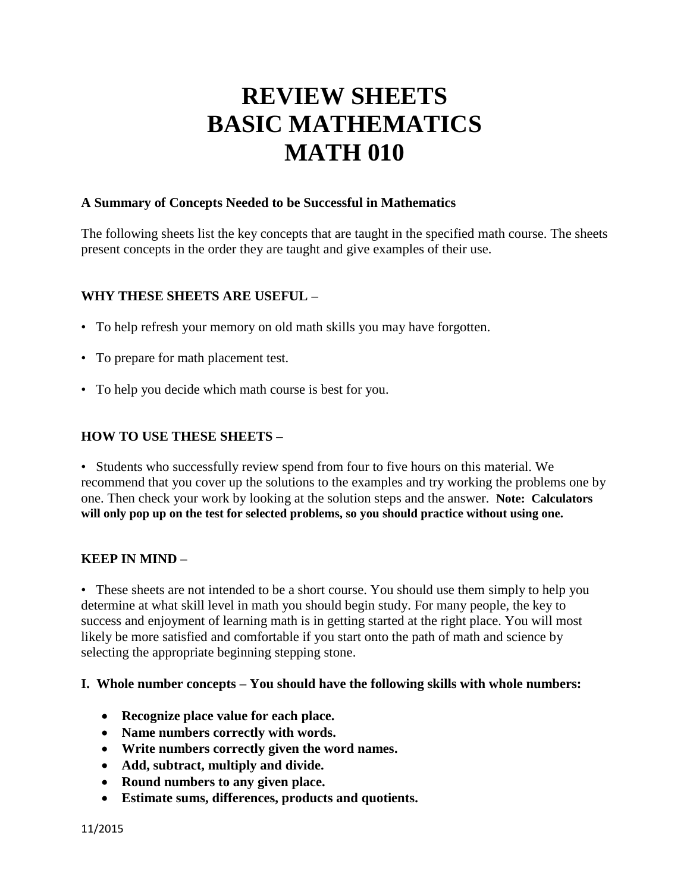# REVIEW SHEETS
# BASIC MATHEMATICS
# MATH 010

**A Summary of Concepts Needed to be Successful in Mathematics**

The following sheets list the key concepts that are taught in the specified math course. The sheets present concepts in the order they are taught and give examples of their use.

**WHY THESE SHEETS ARE USEFUL –**

- To help refresh your memory on old math skills you may have forgotten.
- To prepare for math placement test.
- To help you decide which math course is best for you.

**HOW TO USE THESE SHEETS –**

- Students who successfully review spend from four to five hours on this material. We recommend that you cover up the solutions to the examples and try working the problems one by one. Then check your work by looking at the solution steps and the answer. **Note: Calculators will only pop up on the test for selected problems, so you should practice without using one.**

**KEEP IN MIND –**

- These sheets are not intended to be a short course. You should use them simply to help you determine at what skill level in math you should begin study. For many people, the key to success and enjoyment of learning math is in getting started at the right place. You will most likely be more satisfied and comfortable if you start onto the path of math and science by selecting the appropriate beginning stepping stone.

**I. Whole number concepts – You should have the following skills with whole numbers:**

- **Recognize place value for each place.**
- **Name numbers correctly with words.**
- **Write numbers correctly given the word names.**
- **Add, subtract, multiply and divide.**
- **Round numbers to any given place.**
- **Estimate sums, differences, products and quotients.**

11/2015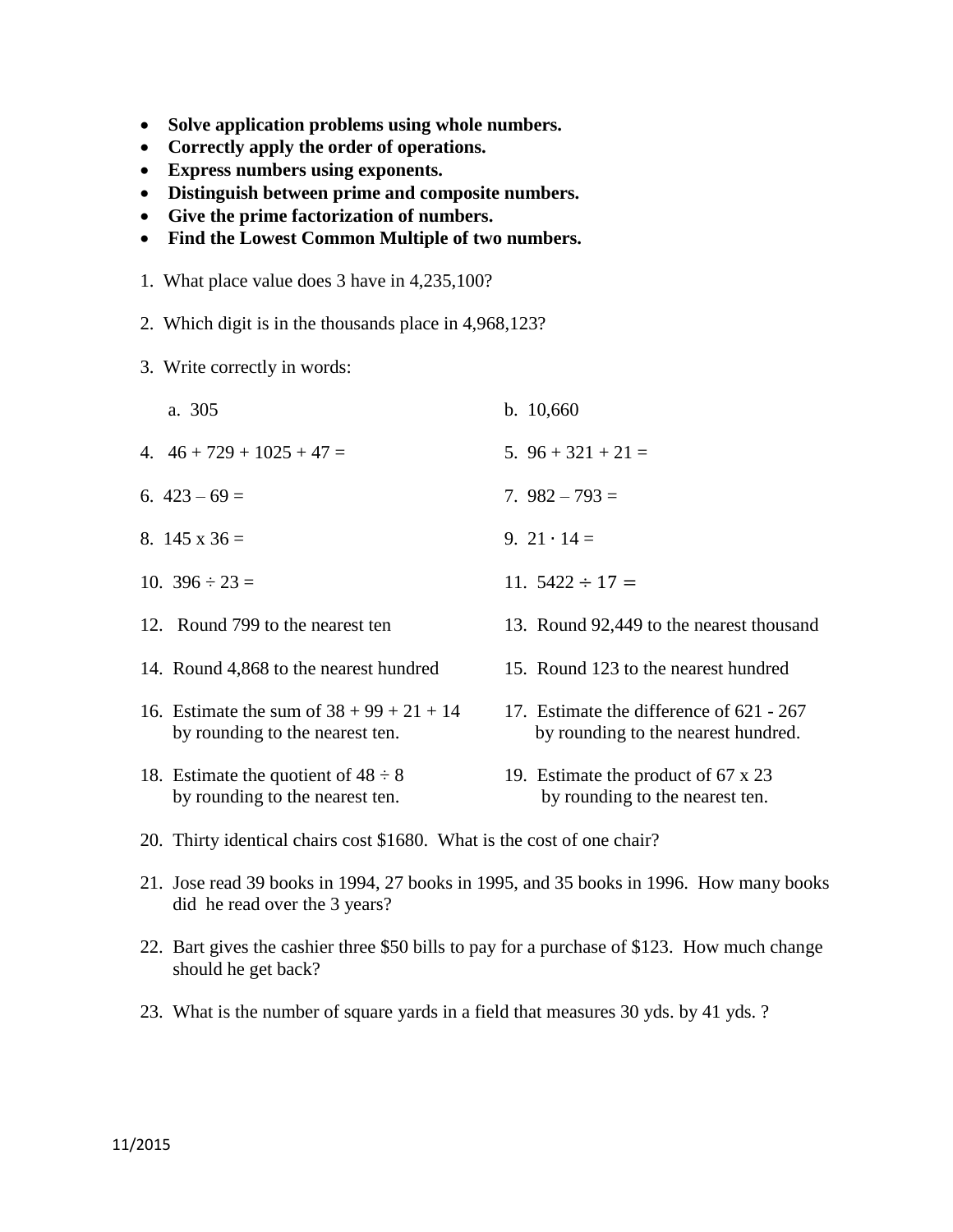- **Solve application problems using whole numbers.**
- **Correctly apply the order of operations.**
- **Express numbers using exponents.**
- **Distinguish between prime and composite numbers.**
- **Give the prime factorization of numbers.**
- **Find the Lowest Common Multiple of two numbers.**

1. What place value does 3 have in 4,235,100?

2. Which digit is in the thousands place in 4,968,123?

3. Write correctly in words:

   a. 305

   b. 10,660

4. $46 + 729 + 1025 + 47 =$

5. $96 + 321 + 21 =$

6. $423 - 69 =$

7. $982 - 793 =$

8. $145 \times 36 =$

9. $21 \cdot 14 =$

10. $396 \div 23 =$

11. $5422 \div 17 =$

12. Round 799 to the nearest ten

13. Round 92,449 to the nearest thousand

14. Round 4,868 to the nearest hundred

15. Round 123 to the nearest hundred

16. Estimate the sum of $38 + 99 + 21 + 14$ by rounding to the nearest ten.

17. Estimate the difference of $621 - 267$ by rounding to the nearest hundred.

18. Estimate the quotient of $48 \div 8$ by rounding to the nearest ten.

19. Estimate the product of $67 \times 23$ by rounding to the nearest ten.

20. Thirty identical chairs cost $1680. What is the cost of one chair?

21. Jose read 39 books in 1994, 27 books in 1995, and 35 books in 1996. How many books did he read over the 3 years?

22. Bart gives the cashier three $50 bills to pay for a purchase of $123. How much change should he get back?

23. What is the number of square yards in a field that measures 30 yds. by 41 yds. ?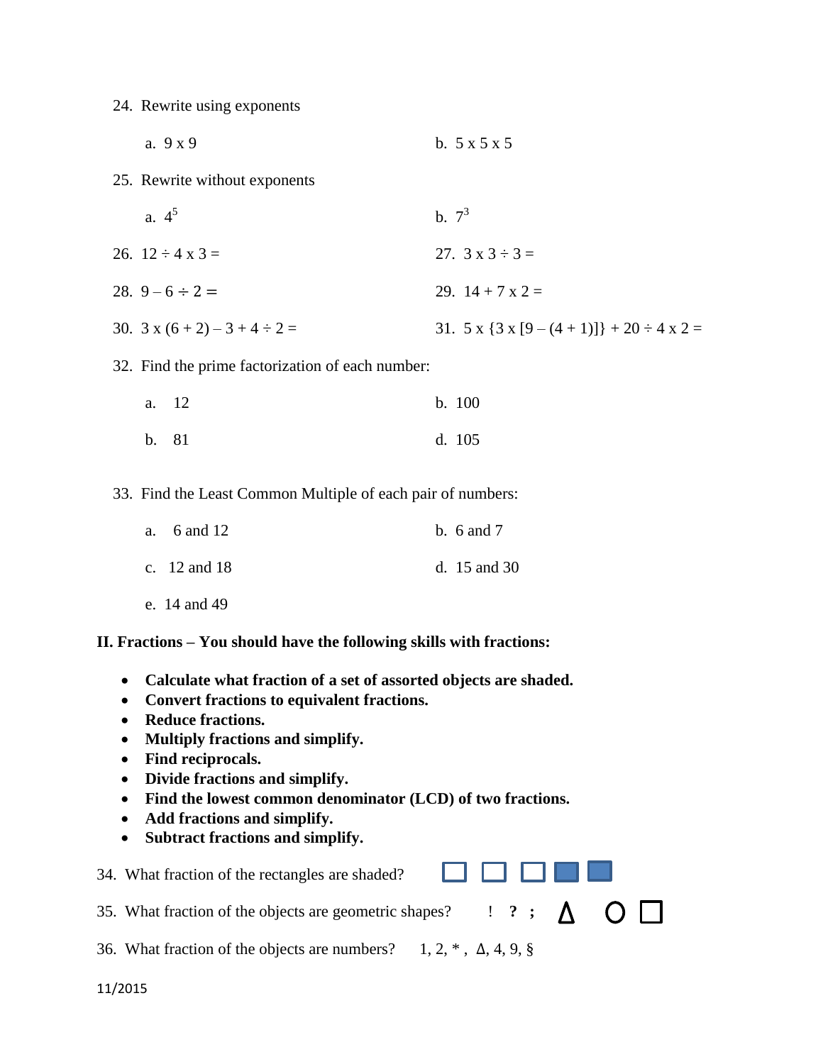24. Rewrite using exponents

    a. 9 x 9 b. 5 x 5 x 5

25. Rewrite without exponents

    a. $4^5$ b. $7^3$

26. 12 ÷ 4 x 3 =

27. 3 x 3 ÷ 3 =

28. 9 – 6 ÷ 2 =

29. 14 + 7 x 2 =

30. 3 x (6 + 2) – 3 + 4 ÷ 2 =

31. 5 x {3 x [9 – (4 + 1)]} + 20 ÷ 4 x 2 =

32. Find the prime factorization of each number:

    a. 12 b. 100

    b. 81 d. 105

33. Find the Least Common Multiple of each pair of numbers:

    a. 6 and 12 b. 6 and 7

    c. 12 and 18 d. 15 and 30

    e. 14 and 49

**II. Fractions – You should have the following skills with fractions:**

- **Calculate what fraction of a set of assorted objects are shaded.**
- **Convert fractions to equivalent fractions.**
- **Reduce fractions.**
- **Multiply fractions and simplify.**
- **Find reciprocals.**
- **Divide fractions and simplify.**
- **Find the lowest common denominator (LCD) of two fractions.**
- **Add fractions and simplify.**
- **Subtract fractions and simplify.**

34. What fraction of the rectangles are shaded? □ □ □ ■ ■

35. What fraction of the objects are geometric shapes? ! ? ; Δ ○ □

36. What fraction of the objects are numbers? 1, 2, * , Δ, 4, 9, §

11/2015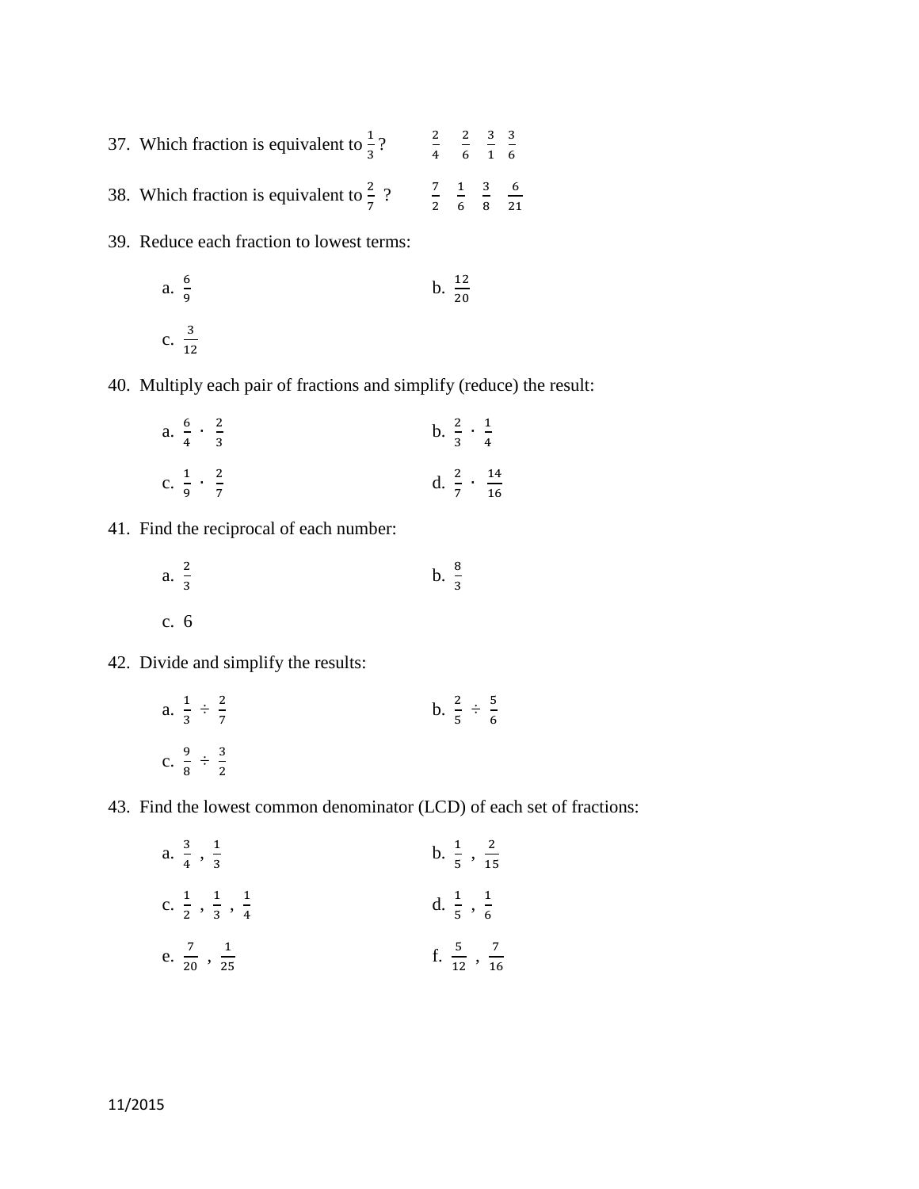37. Which fraction is equivalent to $\frac{1}{3}$?  $\frac{2}{4}$  $\frac{2}{6}$  $\frac{3}{1}$  $\frac{3}{6}$

38. Which fraction is equivalent to $\frac{2}{7}$ ?  $\frac{7}{2}$  $\frac{1}{6}$  $\frac{3}{8}$  $\frac{6}{21}$

39. Reduce each fraction to lowest terms:

    a. $\frac{6}{9}$  b. $\frac{12}{20}$

    c. $\frac{3}{12}$

40. Multiply each pair of fractions and simplify (reduce) the result:

    a. $\frac{6}{4} \cdot \frac{2}{3}$  b. $\frac{2}{3} \cdot \frac{1}{4}$

    c. $\frac{1}{9} \cdot \frac{2}{7}$  d. $\frac{2}{7} \cdot \frac{14}{16}$

41. Find the reciprocal of each number:

    a. $\frac{2}{3}$  b. $\frac{8}{3}$

    c. 6

42. Divide and simplify the results:

    a. $\frac{1}{3} \div \frac{2}{7}$  b. $\frac{2}{5} \div \frac{5}{6}$

    c. $\frac{9}{8} \div \frac{3}{2}$

43. Find the lowest common denominator (LCD) of each set of fractions:

    a. $\frac{3}{4}$ , $\frac{1}{3}$  b. $\frac{1}{5}$ , $\frac{2}{15}$

    c. $\frac{1}{2}$ , $\frac{1}{3}$ , $\frac{1}{4}$  d. $\frac{1}{5}$ , $\frac{1}{6}$

    e. $\frac{7}{20}$ , $\frac{1}{25}$  f. $\frac{5}{12}$ , $\frac{7}{16}$

11/2015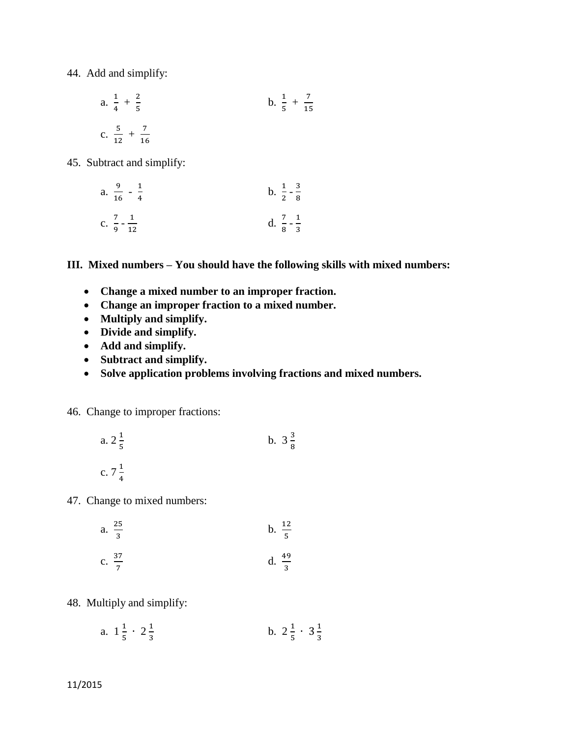44. Add and simplify:

a. $\frac{1}{4} + \frac{2}{5}$

b. $\frac{1}{5} + \frac{7}{15}$

c. $\frac{5}{12} + \frac{7}{16}$

45. Subtract and simplify:

a. $\frac{9}{16} - \frac{1}{4}$

b. $\frac{1}{2} - \frac{3}{8}$

c. $\frac{7}{9} - \frac{1}{12}$

d. $\frac{7}{8} - \frac{1}{3}$

**III. Mixed numbers – You should have the following skills with mixed numbers:**

- **Change a mixed number to an improper fraction.**
- **Change an improper fraction to a mixed number.**
- **Multiply and simplify.**
- **Divide and simplify.**
- **Add and simplify.**
- **Subtract and simplify.**
- **Solve application problems involving fractions and mixed numbers.**

46. Change to improper fractions:

a. $2\frac{1}{5}$

b. $3\frac{3}{8}$

c. $7\frac{1}{4}$

47. Change to mixed numbers:

a. $\frac{25}{3}$

b. $\frac{12}{5}$

c. $\frac{37}{7}$

d. $\frac{49}{3}$

48. Multiply and simplify:

a. $1\frac{1}{5} \cdot 2\frac{1}{3}$

b. $2\frac{1}{5} \cdot 3\frac{1}{3}$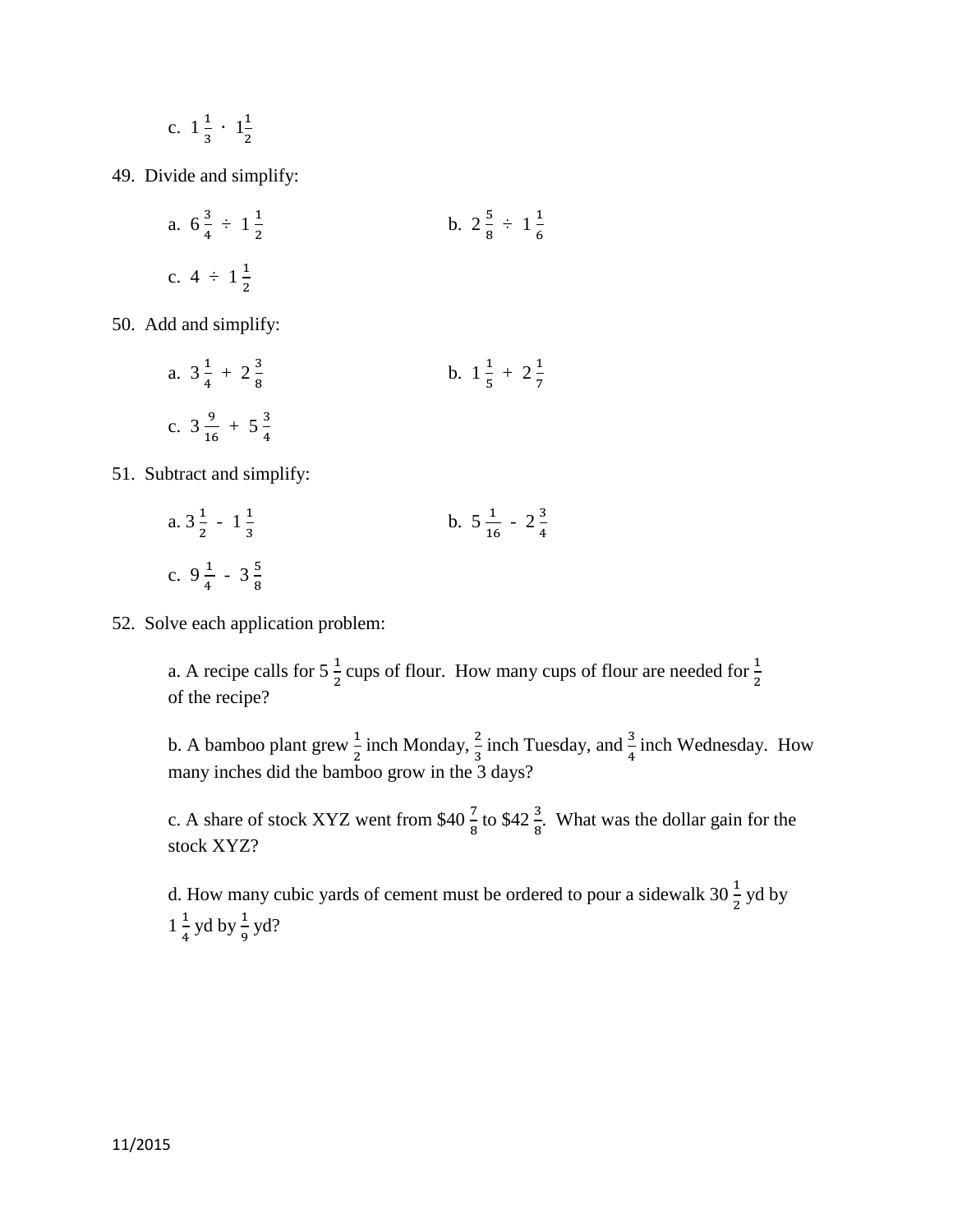c. $1\frac{1}{3} \cdot 1\frac{1}{2}$

49. Divide and simplify:

a. $6\frac{3}{4} \div 1\frac{1}{2}$

b. $2\frac{5}{8} \div 1\frac{1}{6}$

c. $4 \div 1\frac{1}{2}$

50. Add and simplify:

a. $3\frac{1}{4} + 2\frac{3}{8}$

b. $1\frac{1}{5} + 2\frac{1}{7}$

c. $3\frac{9}{16} + 5\frac{3}{4}$

51. Subtract and simplify:

a. $3\frac{1}{2} - 1\frac{1}{3}$

b. $5\frac{1}{16} - 2\frac{3}{4}$

c. $9\frac{1}{4} - 3\frac{5}{8}$

52. Solve each application problem:

a. A recipe calls for $5\frac{1}{2}$ cups of flour. How many cups of flour are needed for $\frac{1}{2}$ of the recipe?

b. A bamboo plant grew $\frac{1}{2}$ inch Monday, $\frac{2}{3}$ inch Tuesday, and $\frac{3}{4}$ inch Wednesday. How many inches did the bamboo grow in the 3 days?

c. A share of stock XYZ went from \$40 $\frac{7}{8}$ to \$42 $\frac{3}{8}$. What was the dollar gain for the stock XYZ?

d. How many cubic yards of cement must be ordered to pour a sidewalk $30\frac{1}{2}$ yd by $1\frac{1}{4}$ yd by $\frac{1}{9}$ yd?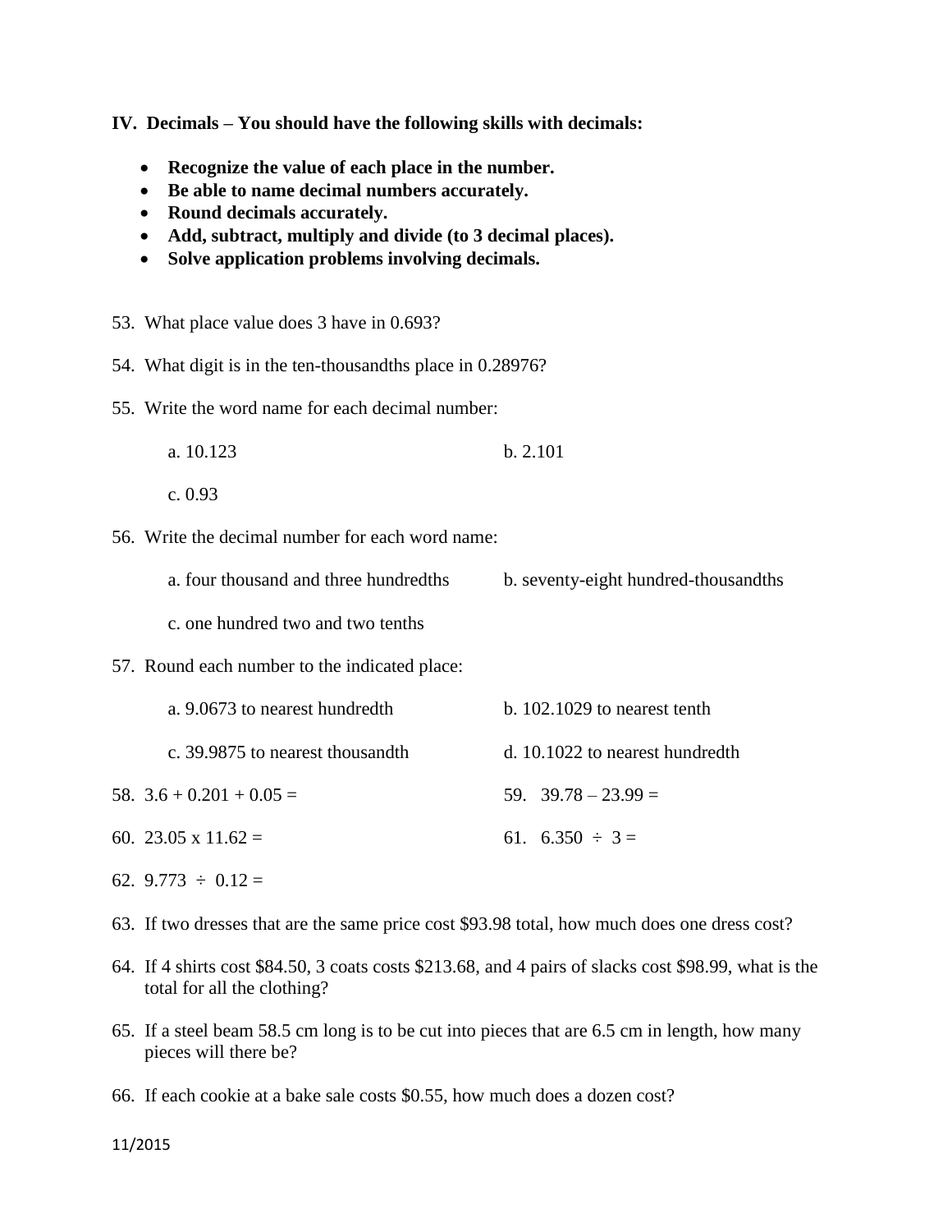**IV. Decimals – You should have the following skills with decimals:**

- **Recognize the value of each place in the number.**
- **Be able to name decimal numbers accurately.**
- **Round decimals accurately.**
- **Add, subtract, multiply and divide (to 3 decimal places).**
- **Solve application problems involving decimals.**

53. What place value does 3 have in 0.693?

54. What digit is in the ten-thousandths place in 0.28976?

55. Write the word name for each decimal number:

    a. 10.123 b. 2.101

    c. 0.93

56. Write the decimal number for each word name:

    a. four thousand and three hundredths b. seventy-eight hundred-thousandths

    c. one hundred two and two tenths

57. Round each number to the indicated place:

    a. 9.0673 to nearest hundredth b. 102.1029 to nearest tenth

    c. 39.9875 to nearest thousandth d. 10.1022 to nearest hundredth

58. $3.6 + 0.201 + 0.05 =$

59. $39.78 - 23.99 =$

60. $23.05 \times 11.62 =$

61. $6.350 \div 3 =$

62. $9.773 \div 0.12 =$

63. If two dresses that are the same price cost $93.98 total, how much does one dress cost?

64. If 4 shirts cost $84.50, 3 coats costs $213.68, and 4 pairs of slacks cost $98.99, what is the total for all the clothing?

65. If a steel beam 58.5 cm long is to be cut into pieces that are 6.5 cm in length, how many pieces will there be?

66. If each cookie at a bake sale costs $0.55, how much does a dozen cost?

11/2015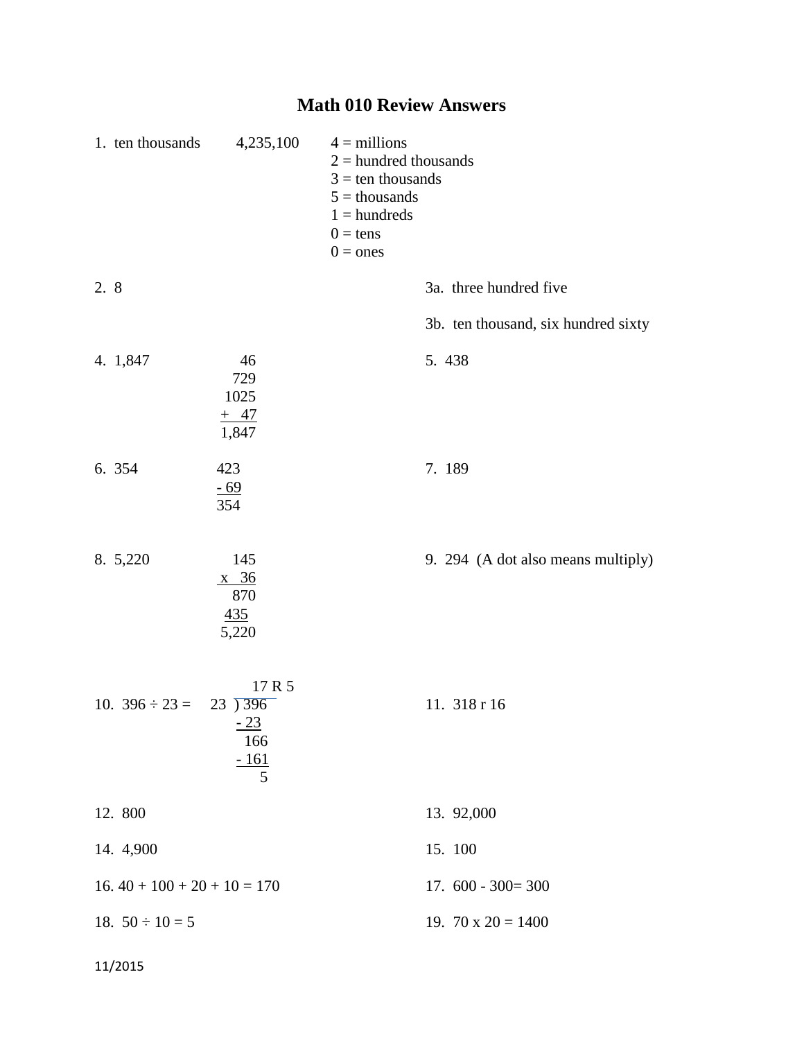# Math 010 Review Answers

1. ten thousands    4,235,100

   4 = millions
   2 = hundred thousands
   3 = ten thousands
   5 = thousands
   1 = hundreds
   0 = tens
   0 = ones

2. 8

3a. three hundred five

3b. ten thousand, six hundred sixty

4. 1,847

```
   46
  729
 1025
+  47
1,847
```

5. 438

6. 354

```
 423
- 69
 354
```

7. 189

8. 5,220

```
  145
x  36
  870
 435
5,220
```

9. 294 (A dot also means multiply)

10. 396 ÷ 23 =

```
        17 R 5
23 ) 396
    - 23
      166
    - 161
        5
```

11. 318 r 16

12. 800

13. 92,000

14. 4,900

15. 100

16. 40 + 100 + 20 + 10 = 170

17. 600 - 300= 300

18. 50 ÷ 10 = 5

19. 70 x 20 = 1400

11/2015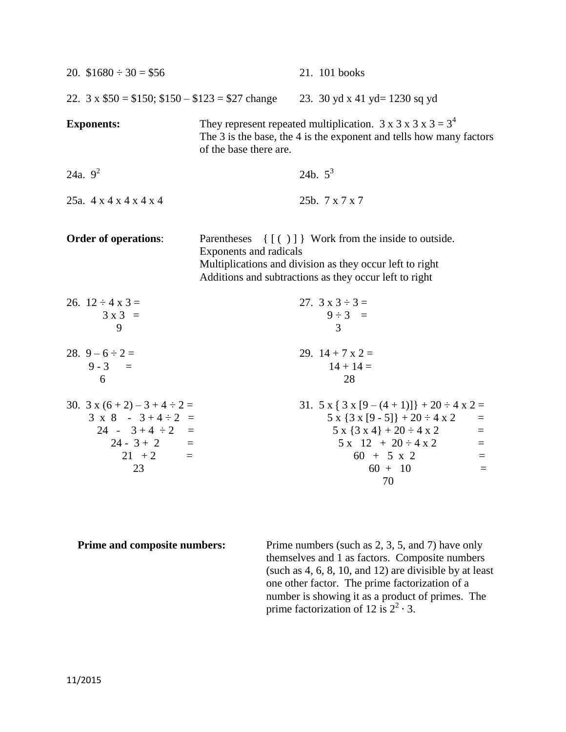20. \$1680 ÷ 30 = \$56

21. 101 books

22. 3 x \$50 = \$150; \$150 – \$123 = \$27 change

23. 30 yd x 41 yd= 1230 sq yd

**Exponents:** They represent repeated multiplication. 3 x 3 x 3 x 3 = $3^4$
The 3 is the base, the 4 is the exponent and tells how many factors of the base there are.

24a. $9^2$

24b. $5^3$

25a. 4 x 4 x 4 x 4 x 4

25b. 7 x 7 x 7

**Order of operations**: Parentheses { [ ( ) ] } Work from the inside to outside.
Exponents and radicals
Multiplications and division as they occur left to right
Additions and subtractions as they occur left to right

26. 12 ÷ 4 x 3 =
3 x 3 =
9

27. 3 x 3 ÷ 3 =
9 ÷ 3 =
3

28. 9 – 6 ÷ 2 =
9 - 3 =
6

29. 14 + 7 x 2 =
14 + 14 =
28

30. 3 x (6 + 2) – 3 + 4 ÷ 2 =
3 x 8 - 3 + 4 ÷ 2 =
24 - 3 + 4 ÷ 2 =
24 - 3 + 2 =
21 + 2 =
23

31. 5 x { 3 x [9 – (4 + 1)]} + 20 ÷ 4 x 2 =
5 x {3 x [9 - 5]} + 20 ÷ 4 x 2 =
5 x {3 x 4} + 20 ÷ 4 x 2 =
5 x 12 + 20 ÷ 4 x 2 =
60 + 5 x 2 =
60 + 10 =
70

**Prime and composite numbers:** Prime numbers (such as 2, 3, 5, and 7) have only themselves and 1 as factors. Composite numbers (such as 4, 6, 8, 10, and 12) are divisible by at least one other factor. The prime factorization of a number is showing it as a product of primes. The prime factorization of 12 is $2^2 \cdot 3$.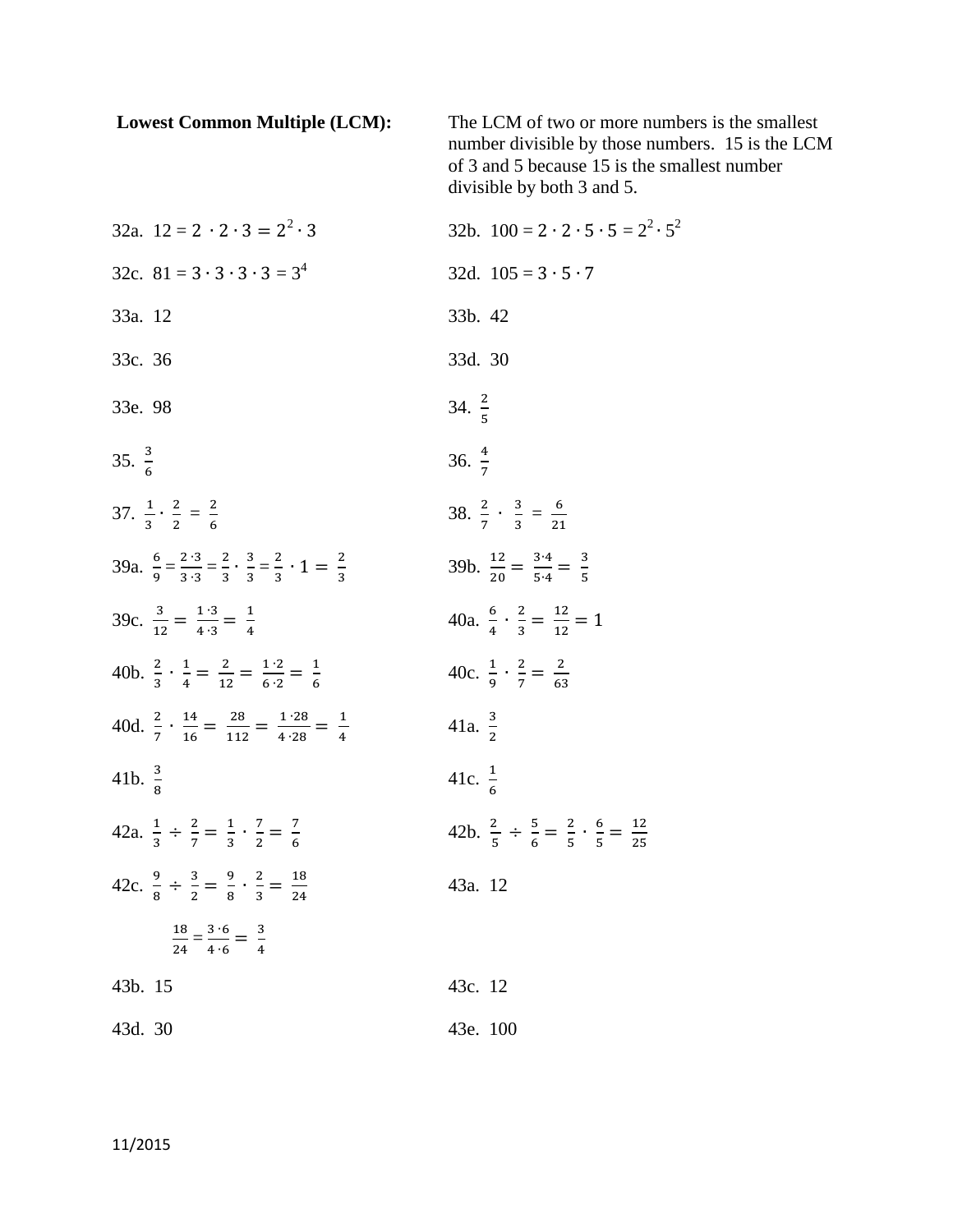**Lowest Common Multiple (LCM):** The LCM of two or more numbers is the smallest number divisible by those numbers. 15 is the LCM of 3 and 5 because 15 is the smallest number divisible by both 3 and 5.

32a. $12 = 2 \cdot 2 \cdot 3 = 2^2 \cdot 3$

32b. $100 = 2 \cdot 2 \cdot 5 \cdot 5 = 2^2 \cdot 5^2$

32c. $81 = 3 \cdot 3 \cdot 3 \cdot 3 = 3^4$

32d. $105 = 3 \cdot 5 \cdot 7$

33a. 12

33b. 42

33c. 36

33d. 30

33e. 98

34. $\frac{2}{5}$

35. $\frac{3}{6}$

36. $\frac{4}{7}$

37. $\frac{1}{3} \cdot \frac{2}{2} = \frac{2}{6}$

38. $\frac{2}{7} \cdot \frac{3}{3} = \frac{6}{21}$

39a. $\frac{6}{9} = \frac{2 \cdot 3}{3 \cdot 3} = \frac{2}{3} \cdot \frac{3}{3} = \frac{2}{3} \cdot 1 = \frac{2}{3}$

39b. $\frac{12}{20} = \frac{3 \cdot 4}{5 \cdot 4} = \frac{3}{5}$

39c. $\frac{3}{12} = \frac{1 \cdot 3}{4 \cdot 3} = \frac{1}{4}$

40a. $\frac{6}{4} \cdot \frac{2}{3} = \frac{12}{12} = 1$

40b. $\frac{2}{3} \cdot \frac{1}{4} = \frac{2}{12} = \frac{1 \cdot 2}{6 \cdot 2} = \frac{1}{6}$

40c. $\frac{1}{9} \cdot \frac{2}{7} = \frac{2}{63}$

40d. $\frac{2}{7} \cdot \frac{14}{16} = \frac{28}{112} = \frac{1 \cdot 28}{4 \cdot 28} = \frac{1}{4}$

41a. $\frac{3}{2}$

41b. $\frac{3}{8}$

41c. $\frac{1}{6}$

42a. $\frac{1}{3} \div \frac{2}{7} = \frac{1}{3} \cdot \frac{7}{2} = \frac{7}{6}$

42b. $\frac{2}{5} \div \frac{5}{6} = \frac{2}{5} \cdot \frac{6}{5} = \frac{12}{25}$

42c. $\frac{9}{8} \div \frac{3}{2} = \frac{9}{8} \cdot \frac{2}{3} = \frac{18}{24}$

$\frac{18}{24} = \frac{3 \cdot 6}{4 \cdot 6} = \frac{3}{4}$

43a. 12

43b. 15

43c. 12

43d. 30

43e. 100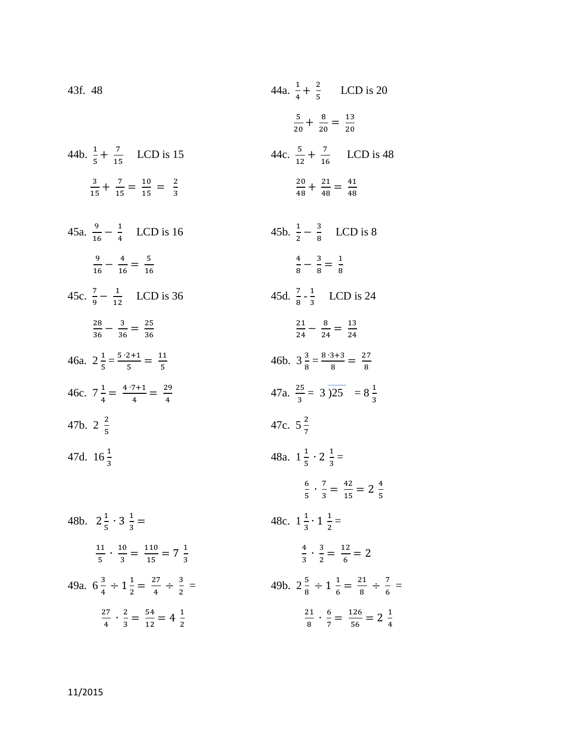43f. 48

44a. $\frac{1}{4} + \frac{2}{5}$ LCD is 20

$\frac{5}{20} + \frac{8}{20} = \frac{13}{20}$

44b. $\frac{1}{5} + \frac{7}{15}$ LCD is 15

$\frac{3}{15} + \frac{7}{15} = \frac{10}{15} = \frac{2}{3}$

44c. $\frac{5}{12} + \frac{7}{16}$ LCD is 48

$\frac{20}{48} + \frac{21}{48} = \frac{41}{48}$

45a. $\frac{9}{16} - \frac{1}{4}$ LCD is 16

$\frac{9}{16} - \frac{4}{16} = \frac{5}{16}$

45b. $\frac{1}{2} - \frac{3}{8}$ LCD is 8

$\frac{4}{8} - \frac{3}{8} = \frac{1}{8}$

45c. $\frac{7}{9} - \frac{1}{12}$ LCD is 36

$\frac{28}{36} - \frac{3}{36} = \frac{25}{36}$

45d. $\frac{7}{8} - \frac{1}{3}$ LCD is 24

$\frac{21}{24} - \frac{8}{24} = \frac{13}{24}$

46a. $2\,\frac{1}{5} = \frac{5 \cdot 2+1}{5} = \frac{11}{5}$

46b. $3\,\frac{3}{8} = \frac{8 \cdot 3+3}{8} = \frac{27}{8}$

46c. $7\,\frac{1}{4} = \frac{4 \cdot 7+1}{4} = \frac{29}{4}$

47a. $\frac{25}{3} = 3\overline{)25} = 8\,\frac{1}{3}$

47b. $2\,\frac{2}{5}$

47c. $5\,\frac{2}{7}$

47d. $16\,\frac{1}{3}$

48a. $1\,\frac{1}{5} \cdot 2\,\frac{1}{3} =$

$\frac{6}{5} \cdot \frac{7}{3} = \frac{42}{15} = 2\,\frac{4}{5}$

48b. $2\,\frac{1}{5} \cdot 3\,\frac{1}{3} =$

$\frac{11}{5} \cdot \frac{10}{3} = \frac{110}{15} = 7\,\frac{1}{3}$

48c. $1\,\frac{1}{3} \cdot 1\,\frac{1}{2} =$

$\frac{4}{3} \cdot \frac{3}{2} = \frac{12}{6} = 2$

49a. $6\,\frac{3}{4} \div 1\,\frac{1}{2} = \frac{27}{4} \div \frac{3}{2} =$

$\frac{27}{4} \cdot \frac{2}{3} = \frac{54}{12} = 4\,\frac{1}{2}$

49b. $2\,\frac{5}{8} \div 1\,\frac{1}{6} = \frac{21}{8} \div \frac{7}{6} =$

$\frac{21}{8} \cdot \frac{6}{7} = \frac{126}{56} = 2\,\frac{1}{4}$

11/2015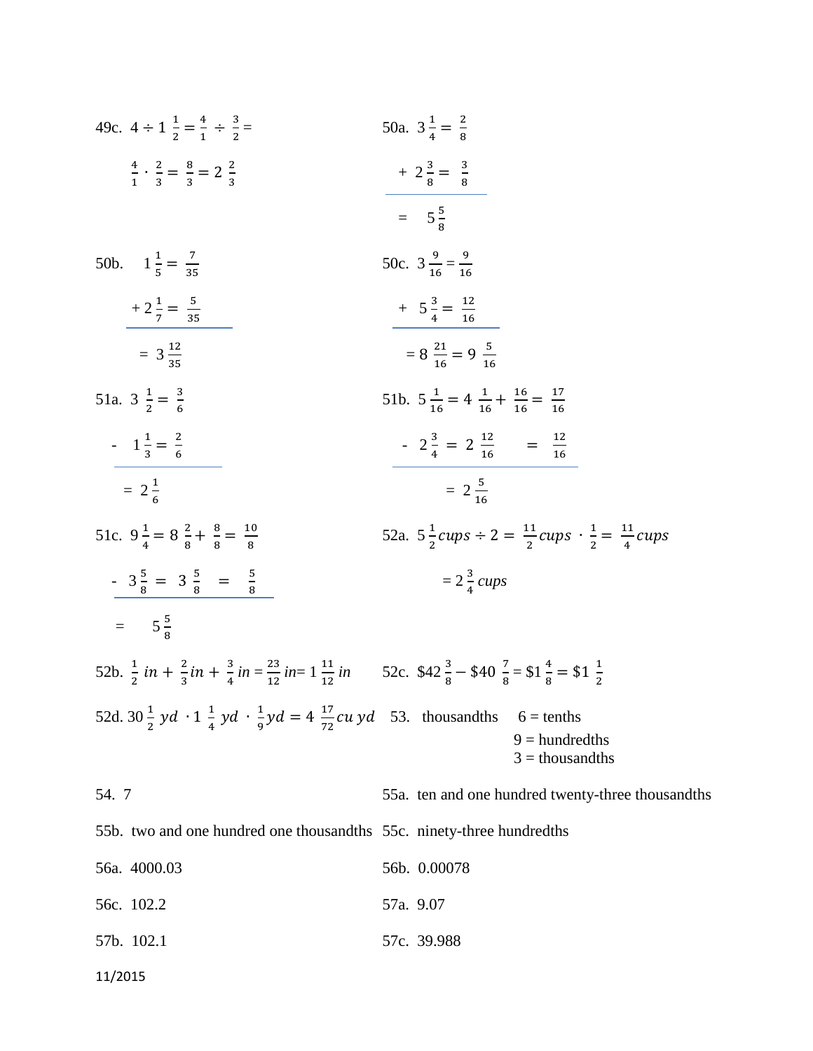49c. $4 \div 1\frac{1}{2} = \frac{4}{1} \div \frac{3}{2} =$

$\frac{4}{1} \cdot \frac{2}{3} = \frac{8}{3} = 2\ \frac{2}{3}$

50a. $3\frac{1}{4} = \frac{2}{8}$

$+ \ 2\frac{3}{8} = \frac{3}{8}$

$= \ 5\frac{5}{8}$

50b. $1\frac{1}{5} = \frac{7}{35}$

$+ \ 2\frac{1}{7} = \frac{5}{35}$

$= \ 3\frac{12}{35}$

50c. $3\frac{9}{16} = \frac{9}{16}$

$+ \ 5\frac{3}{4} = \frac{12}{16}$

$= 8\ \frac{21}{16} = 9\ \frac{5}{16}$

51a. $3\ \frac{1}{2} = \frac{3}{6}$

$- \ 1\frac{1}{3} = \frac{2}{6}$

$= \ 2\frac{1}{6}$

51b. $5\frac{1}{16} = 4\ \frac{1}{16} + \frac{16}{16} = \frac{17}{16}$

$- \ 2\frac{3}{4} = 2\ \frac{12}{16} \quad = \frac{12}{16}$

$= \ 2\ \frac{5}{16}$

51c. $9\frac{1}{4} = 8\ \frac{2}{8} + \frac{8}{8} = \frac{10}{8}$

$- \ 3\frac{5}{8} = 3\ \frac{5}{8} \quad = \frac{5}{8}$

$= \quad 5\frac{5}{8}$

52a. $5\frac{1}{2} cups \div 2 = \frac{11}{2} cups \cdot \frac{1}{2} = \frac{11}{4} cups$

$= 2\ \frac{3}{4}\ cups$

52b. $\frac{1}{2}\ in + \frac{2}{3} in + \frac{3}{4}\ in = \frac{23}{12}\ in = 1\ \frac{11}{12}\ in$

52c. $\$42\frac{3}{8} - \$40\ \frac{7}{8} = \$1\frac{4}{8} = \$1\ \frac{1}{2}$

52d. $30\frac{1}{2}\ yd\ \cdot 1\ \frac{1}{4}\ yd\ \cdot \frac{1}{9} yd = 4\ \frac{17}{72} cu\ yd$

53. thousandths 6 = tenths
9 = hundredths
3 = thousandths

54. 7

55a. ten and one hundred twenty-three thousandths

55b. two and one hundred one thousandths

55c. ninety-three hundredths

56a. 4000.03

56b. 0.00078

56c. 102.2

57a. 9.07

57b. 102.1

57c. 39.988

11/2015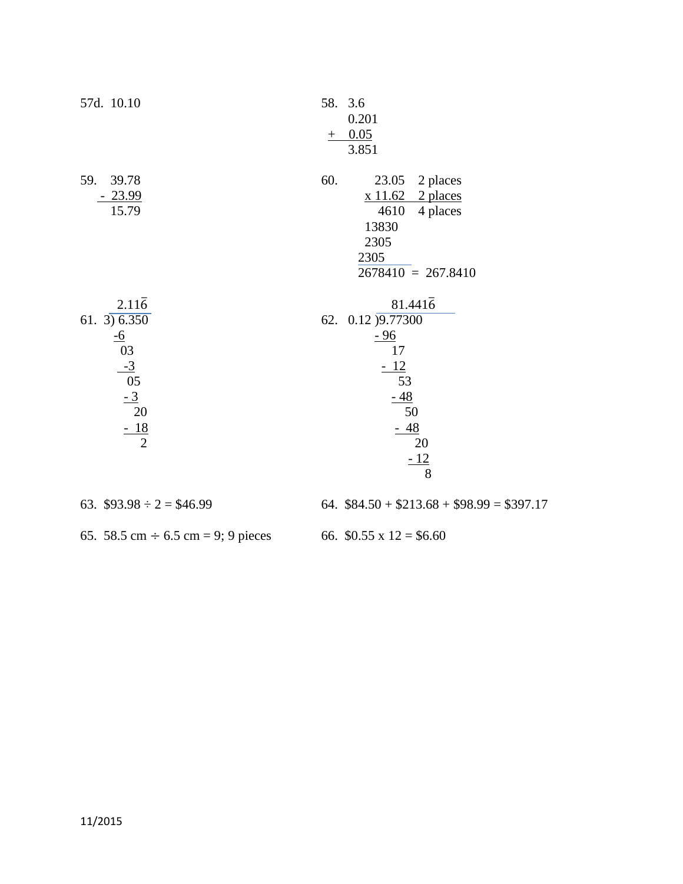57d. 10.10

58.

```
   3.6
   0.201
+  0.05
   3.851
```

59.

```
   39.78
 - 23.99
   15.79
```

60.

```
    23.05    2 places
  x 11.62    2 places
     4610    4 places
   13830
   2305
  2305
  2678410  =  267.8410
```

61.

```
       2.116̅
  3) 6.350
    -6
     03
     -3
      05
     - 3
       20
     - 18
        2
```

62.

```
              81.4416̅
  0.12 )9.77300
        - 96
           17
         - 12
            53
          - 48
             50
           - 48
               20
             - 12
                8
```

63. $93.98 ÷ 2 = $46.99

64. $84.50 + $213.68 + $98.99 = $397.17

65. 58.5 cm ÷ 6.5 cm = 9; 9 pieces

66. $0.55 x 12 = $6.60

11/2015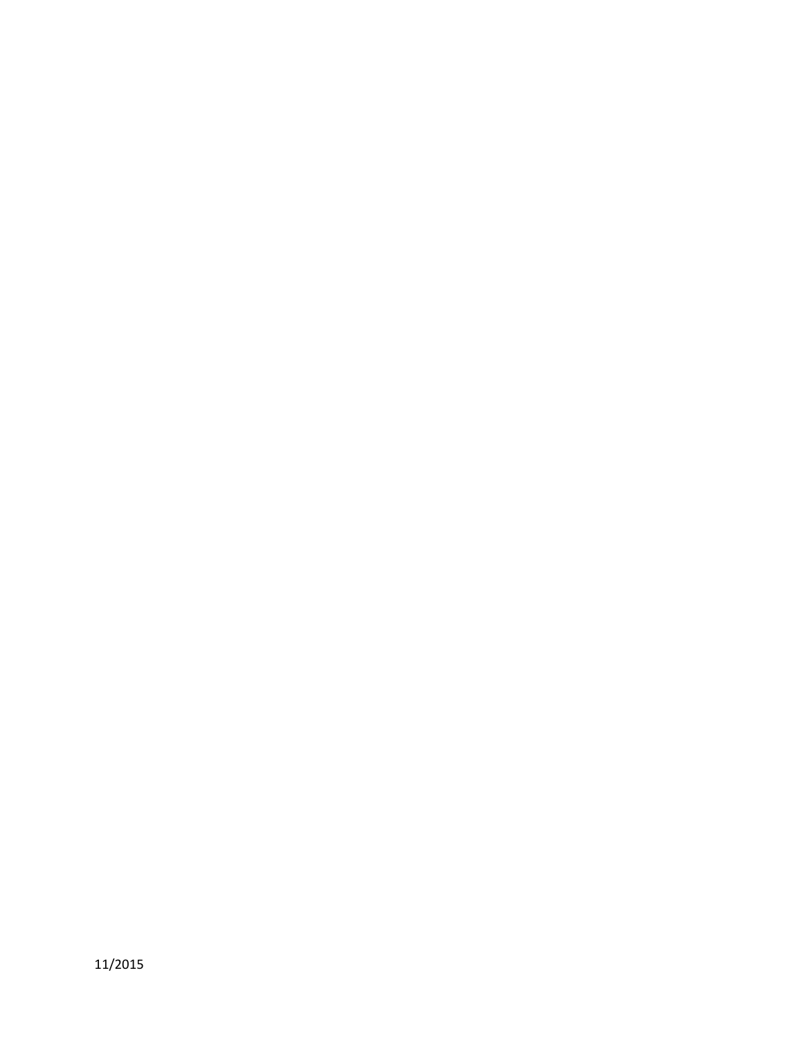11/2015